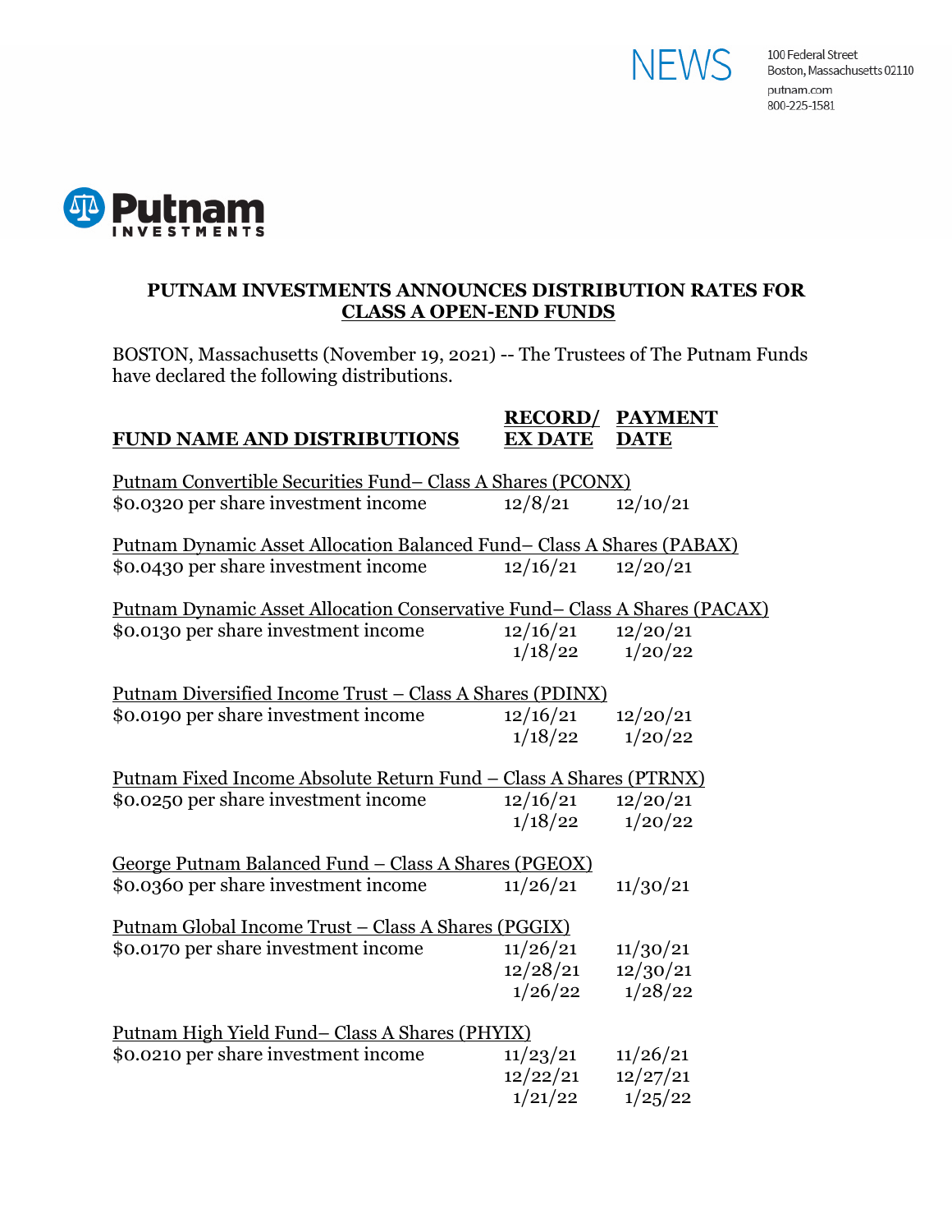NEWS

100 Federal Street
Boston, Massachusetts 02110
putnam.com
800-225-1581

Putnam INVESTMENTS

# PUTNAM INVESTMENTS ANNOUNCES DISTRIBUTION RATES FOR CLASS A OPEN-END FUNDS

BOSTON, Massachusetts (November 19, 2021) -- The Trustees of The Putnam Funds have declared the following distributions.

| FUND NAME AND DISTRIBUTIONS | RECORD/ EX DATE | PAYMENT DATE |
|---|---|---|
| Putnam Convertible Securities Fund– Class A Shares (PCONX) | | |
| $0.0320 per share investment income | 12/8/21 | 12/10/21 |
| Putnam Dynamic Asset Allocation Balanced Fund– Class A Shares (PABAX) | | |
| $0.0430 per share investment income | 12/16/21 | 12/20/21 |
| Putnam Dynamic Asset Allocation Conservative Fund– Class A Shares (PACAX) | | |
| $0.0130 per share investment income | 12/16/21 | 12/20/21 |
| | 1/18/22 | 1/20/22 |
| Putnam Diversified Income Trust – Class A Shares (PDINX) | | |
| $0.0190 per share investment income | 12/16/21 | 12/20/21 |
| | 1/18/22 | 1/20/22 |
| Putnam Fixed Income Absolute Return Fund – Class A Shares (PTRNX) | | |
| $0.0250 per share investment income | 12/16/21 | 12/20/21 |
| | 1/18/22 | 1/20/22 |
| George Putnam Balanced Fund – Class A Shares (PGEOX) | | |
| $0.0360 per share investment income | 11/26/21 | 11/30/21 |
| Putnam Global Income Trust – Class A Shares (PGGIX) | | |
| $0.0170 per share investment income | 11/26/21 | 11/30/21 |
| | 12/28/21 | 12/30/21 |
| | 1/26/22 | 1/28/22 |
| Putnam High Yield Fund– Class A Shares (PHYIX) | | |
| $0.0210 per share investment income | 11/23/21 | 11/26/21 |
| | 12/22/21 | 12/27/21 |
| | 1/21/22 | 1/25/22 |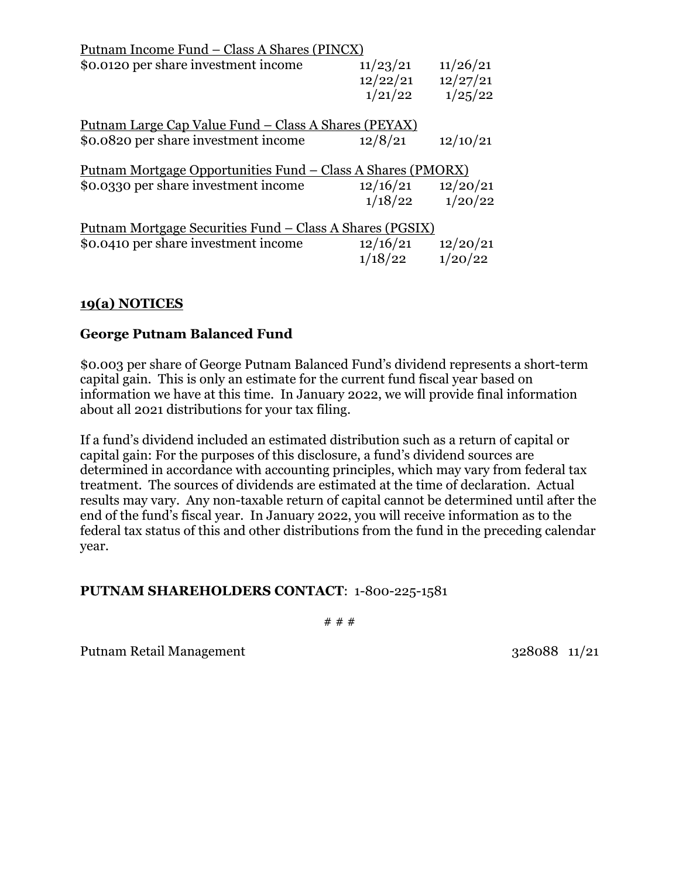| | | |
|---|---|---|
| <u>Putnam Income Fund – Class A Shares (PINCX)</u> | | |
| $0.0120 per share investment income | 11/23/21 | 11/26/21 |
| | 12/22/21 | 12/27/21 |
| | 1/21/22 | 1/25/22 |
| <u>Putnam Large Cap Value Fund – Class A Shares (PEYAX)</u> | | |
| $0.0820 per share investment income | 12/8/21 | 12/10/21 |
| <u>Putnam Mortgage Opportunities Fund – Class A Shares (PMORX)</u> | | |
| $0.0330 per share investment income | 12/16/21 | 12/20/21 |
| | 1/18/22 | 1/20/22 |
| <u>Putnam Mortgage Securities Fund – Class A Shares (PGSIX)</u> | | |
| $0.0410 per share investment income | 12/16/21 | 12/20/21 |
| | 1/18/22 | 1/20/22 |

## <u>19(a) NOTICES</u>

### George Putnam Balanced Fund

$0.003 per share of George Putnam Balanced Fund's dividend represents a short-term capital gain. This is only an estimate for the current fund fiscal year based on information we have at this time. In January 2022, we will provide final information about all 2021 distributions for your tax filing.

If a fund's dividend included an estimated distribution such as a return of capital or capital gain: For the purposes of this disclosure, a fund's dividend sources are determined in accordance with accounting principles, which may vary from federal tax treatment. The sources of dividends are estimated at the time of declaration. Actual results may vary. Any non-taxable return of capital cannot be determined until after the end of the fund's fiscal year. In January 2022, you will receive information as to the federal tax status of this and other distributions from the fund in the preceding calendar year.

**PUTNAM SHAREHOLDERS CONTACT**: 1-800-225-1581

# # #

Putnam Retail Management 328088 11/21